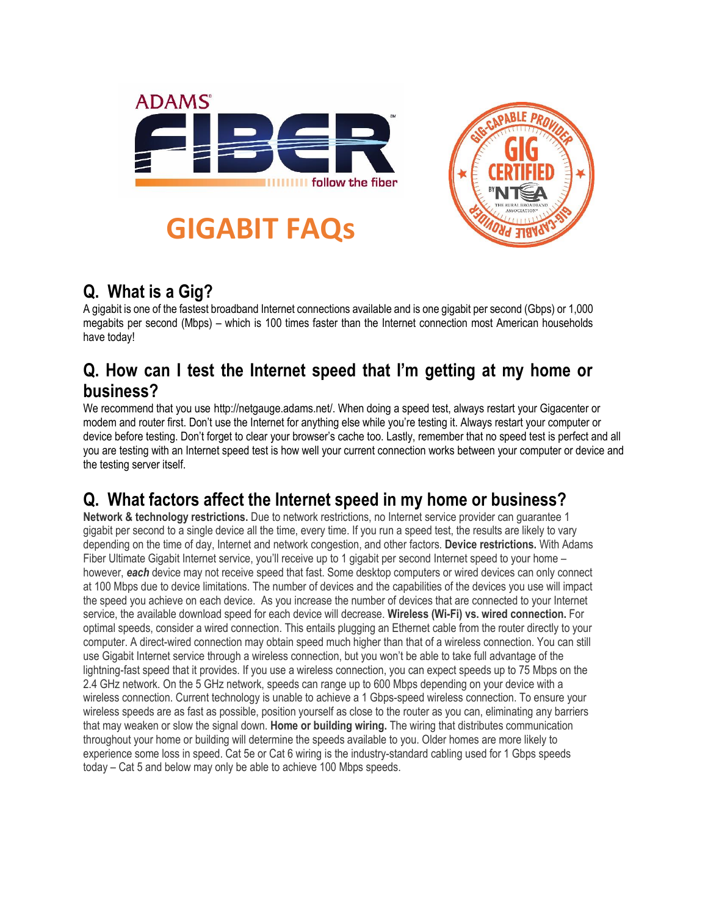# GIGABIT FAQs

## Q. What is a Gig?

A gigabit is one of the fastest broadband Internet connections available and is one gigabit per second (Gbps) or 1,000 megabits per second (Mbps) – which is 100 times faster than the Internet connection most American households have today!

## Q. How can I test the Internet speed that I'm getting at my home or business?

We recommend that you use http://netgauge.adams.net/. When doing a speed test, always restart your Gigacenter or modem and router first. Don't use the Internet for anything else while you're testing it. Always restart your computer or device before testing. Don't forget to clear your browser's cache too. Lastly, remember that no speed test is perfect and all you are testing with an Internet speed test is how well your current connection works between your computer or device and the testing server itself.

## Q. What factors affect the Internet speed in my home or business?

**Network & technology restrictions.** Due to network restrictions, no Internet service provider can guarantee 1 gigabit per second to a single device all the time, every time. If you run a speed test, the results are likely to vary depending on the time of day, Internet and network congestion, and other factors. **Device restrictions.** With Adams Fiber Ultimate Gigabit Internet service, you'll receive up to 1 gigabit per second Internet speed to your home – however, ***each*** device may not receive speed that fast. Some desktop computers or wired devices can only connect at 100 Mbps due to device limitations. The number of devices and the capabilities of the devices you use will impact the speed you achieve on each device. As you increase the number of devices that are connected to your Internet service, the available download speed for each device will decrease. **Wireless (Wi-Fi) vs. wired connection.** For optimal speeds, consider a wired connection. This entails plugging an Ethernet cable from the router directly to your computer. A direct-wired connection may obtain speed much higher than that of a wireless connection. You can still use Gigabit Internet service through a wireless connection, but you won't be able to take full advantage of the lightning-fast speed that it provides. If you use a wireless connection, you can expect speeds up to 75 Mbps on the 2.4 GHz network. On the 5 GHz network, speeds can range up to 600 Mbps depending on your device with a wireless connection. Current technology is unable to achieve a 1 Gbps-speed wireless connection. To ensure your wireless speeds are as fast as possible, position yourself as close to the router as you can, eliminating any barriers that may weaken or slow the signal down. **Home or building wiring.** The wiring that distributes communication throughout your home or building will determine the speeds available to you. Older homes are more likely to experience some loss in speed. Cat 5e or Cat 6 wiring is the industry-standard cabling used for 1 Gbps speeds today – Cat 5 and below may only be able to achieve 100 Mbps speeds.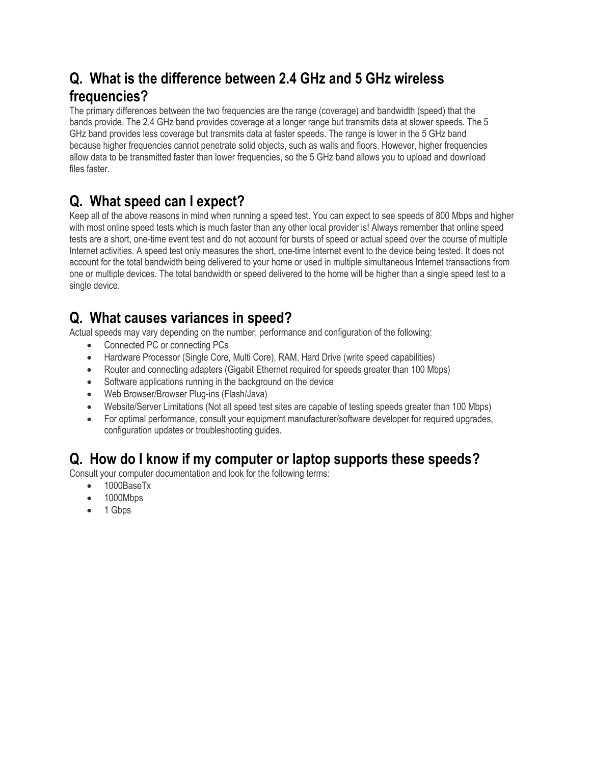## Q. What is the difference between 2.4 GHz and 5 GHz wireless frequencies?

The primary differences between the two frequencies are the range (coverage) and bandwidth (speed) that the bands provide. The 2.4 GHz band provides coverage at a longer range but transmits data at slower speeds. The 5 GHz band provides less coverage but transmits data at faster speeds. The range is lower in the 5 GHz band because higher frequencies cannot penetrate solid objects, such as walls and floors. However, higher frequencies allow data to be transmitted faster than lower frequencies, so the 5 GHz band allows you to upload and download files faster.

## Q. What speed can I expect?

Keep all of the above reasons in mind when running a speed test. You can expect to see speeds of 800 Mbps and higher with most online speed tests which is much faster than any other local provider is! Always remember that online speed tests are a short, one-time event test and do not account for bursts of speed or actual speed over the course of multiple Internet activities. A speed test only measures the short, one-time Internet event to the device being tested. It does not account for the total bandwidth being delivered to your home or used in multiple simultaneous Internet transactions from one or multiple devices. The total bandwidth or speed delivered to the home will be higher than a single speed test to a single device.

## Q. What causes variances in speed?

Actual speeds may vary depending on the number, performance and configuration of the following:

- Connected PC or connecting PCs
- Hardware Processor (Single Core, Multi Core), RAM, Hard Drive (write speed capabilities)
- Router and connecting adapters (Gigabit Ethernet required for speeds greater than 100 Mbps)
- Software applications running in the background on the device
- Web Browser/Browser Plug-ins (Flash/Java)
- Website/Server Limitations (Not all speed test sites are capable of testing speeds greater than 100 Mbps)
- For optimal performance, consult your equipment manufacturer/software developer for required upgrades, configuration updates or troubleshooting guides.

## Q. How do I know if my computer or laptop supports these speeds?

Consult your computer documentation and look for the following terms:

- 1000BaseTx
- 1000Mbps
- 1 Gbps